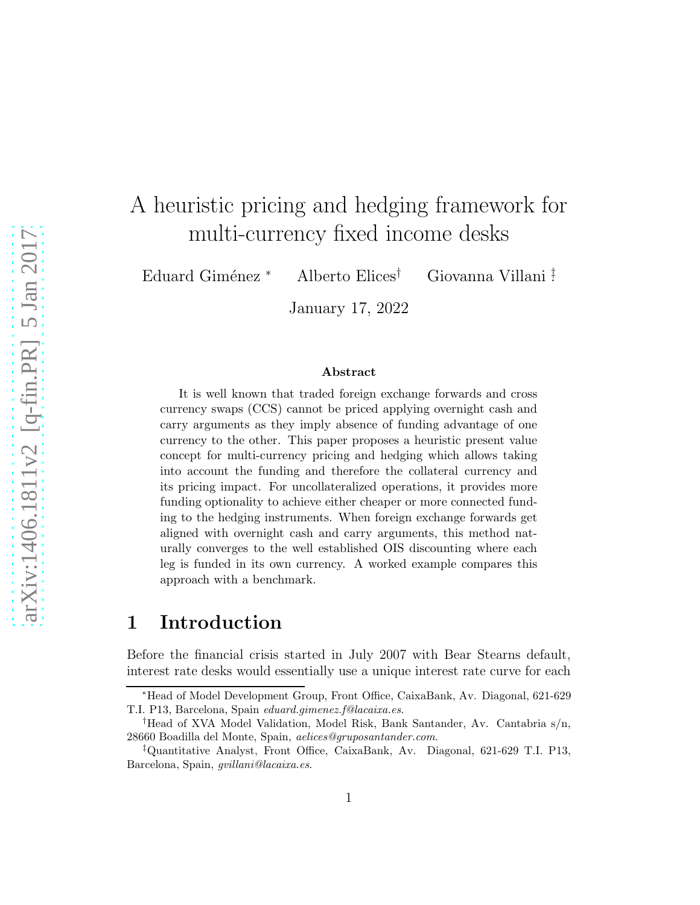# A heuristic pricing and hedging framework for multi-currency fixed income desks

Eduard Giménez [*] Alberto Elices [†] Giovanna Villani [‡]

January 17, 2022

### Abstract

It is well known that traded foreign exchange forwards and cross currency swaps (CCS) cannot be priced applying overnight cash and carry arguments as they imply absence of funding advantage of one currency to the other. This paper proposes a heuristic present value concept for multi-currency pricing and hedging which allows taking into account the funding and therefore the collateral currency and its pricing impact. For uncollateralized operations, it provides more funding optionality to achieve either cheaper or more connected funding to the hedging instruments. When foreign exchange forwards get aligned with overnight cash and carry arguments, this method naturally converges to the well established OIS discounting where each leg is funded in its own currency. A worked example compares this approach with a benchmark.

## 1 Introduction

Before the financial crisis started in July 2007 with Bear Stearns default, interest rate desks would essentially use a unique interest rate curve for each

---

[*] Head of Model Development Group, Front Office, CaixaBank, Av. Diagonal, 621-629 T.I. P13, Barcelona, Spain *eduard.gimenez.f@lacaixa.es*.

[†] Head of XVA Model Validation, Model Risk, Bank Santander, Av. Cantabria s/n, 28660 Boadilla del Monte, Spain, *aelices@gruposantander.com*.

[‡] Quantitative Analyst, Front Office, CaixaBank, Av. Diagonal, 621-629 T.I. P13, Barcelona, Spain, *gvillani@lacaixa.es*.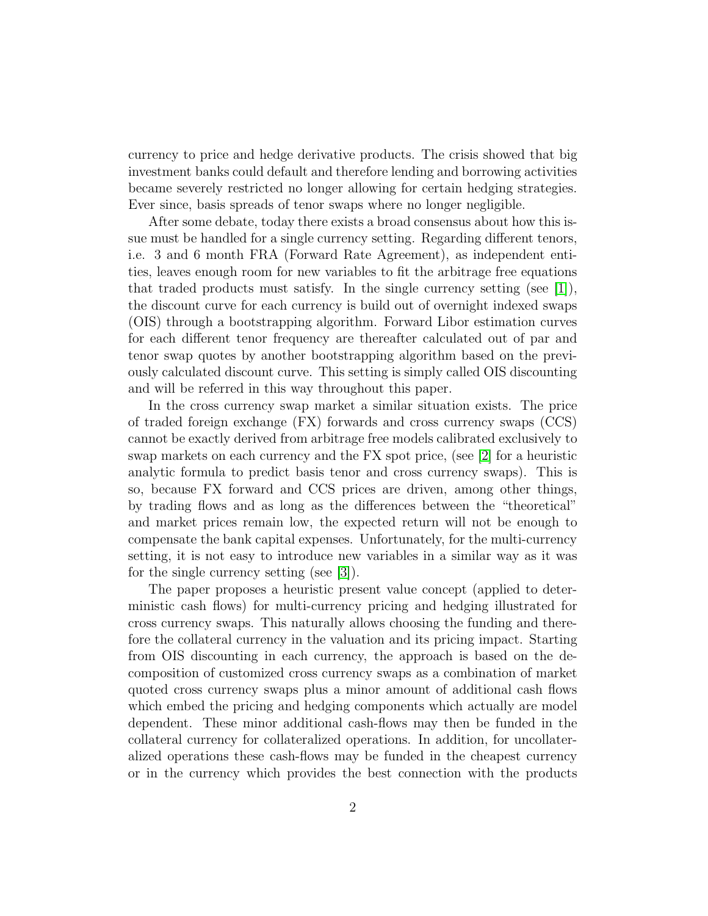currency to price and hedge derivative products. The crisis showed that big investment banks could default and therefore lending and borrowing activities became severely restricted no longer allowing for certain hedging strategies. Ever since, basis spreads of tenor swaps where no longer negligible.

After some debate, today there exists a broad consensus about how this issue must be handled for a single currency setting. Regarding different tenors, i.e. 3 and 6 month FRA (Forward Rate Agreement), as independent entities, leaves enough room for new variables to fit the arbitrage free equations that traded products must satisfy. In the single currency setting (see [1]), the discount curve for each currency is build out of overnight indexed swaps (OIS) through a bootstrapping algorithm. Forward Libor estimation curves for each different tenor frequency are thereafter calculated out of par and tenor swap quotes by another bootstrapping algorithm based on the previously calculated discount curve. This setting is simply called OIS discounting and will be referred in this way throughout this paper.

In the cross currency swap market a similar situation exists. The price of traded foreign exchange (FX) forwards and cross currency swaps (CCS) cannot be exactly derived from arbitrage free models calibrated exclusively to swap markets on each currency and the FX spot price, (see [2] for a heuristic analytic formula to predict basis tenor and cross currency swaps). This is so, because FX forward and CCS prices are driven, among other things, by trading flows and as long as the differences between the "theoretical" and market prices remain low, the expected return will not be enough to compensate the bank capital expenses. Unfortunately, for the multi-currency setting, it is not easy to introduce new variables in a similar way as it was for the single currency setting (see [3]).

The paper proposes a heuristic present value concept (applied to deterministic cash flows) for multi-currency pricing and hedging illustrated for cross currency swaps. This naturally allows choosing the funding and therefore the collateral currency in the valuation and its pricing impact. Starting from OIS discounting in each currency, the approach is based on the decomposition of customized cross currency swaps as a combination of market quoted cross currency swaps plus a minor amount of additional cash flows which embed the pricing and hedging components which actually are model dependent. These minor additional cash-flows may then be funded in the collateral currency for collateralized operations. In addition, for uncollateralized operations these cash-flows may be funded in the cheapest currency or in the currency which provides the best connection with the products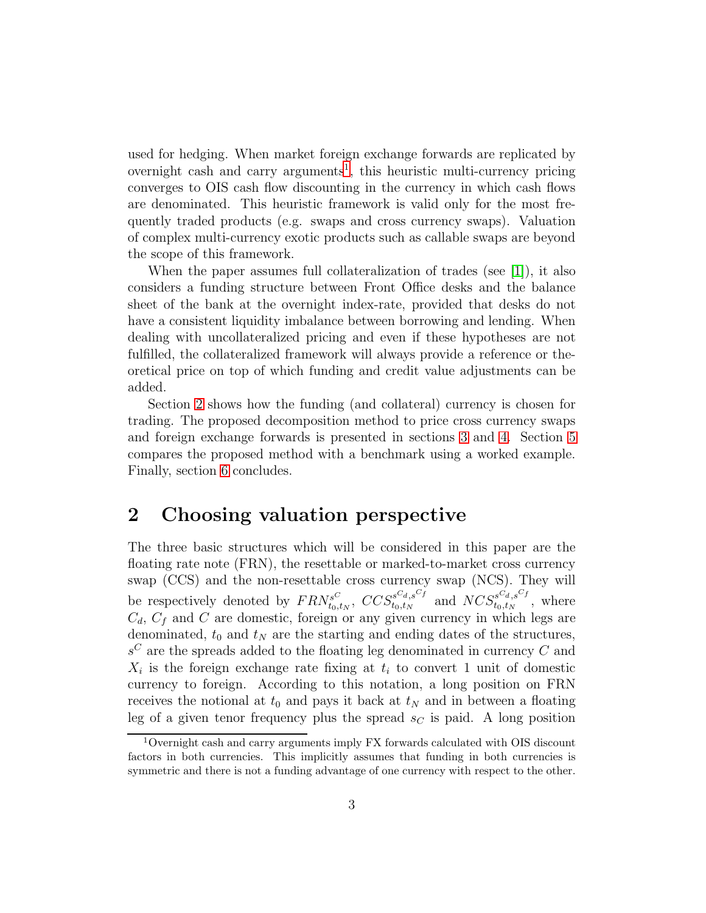used for hedging. When market foreign exchange forwards are replicated by overnight cash and carry arguments[1], this heuristic multi-currency pricing converges to OIS cash flow discounting in the currency in which cash flows are denominated. This heuristic framework is valid only for the most frequently traded products (e.g. swaps and cross currency swaps). Valuation of complex multi-currency exotic products such as callable swaps are beyond the scope of this framework.

When the paper assumes full collateralization of trades (see [1]), it also considers a funding structure between Front Office desks and the balance sheet of the bank at the overnight index-rate, provided that desks do not have a consistent liquidity imbalance between borrowing and lending. When dealing with uncollateralized pricing and even if these hypotheses are not fulfilled, the collateralized framework will always provide a reference or theoretical price on top of which funding and credit value adjustments can be added.

Section 2 shows how the funding (and collateral) currency is chosen for trading. The proposed decomposition method to price cross currency swaps and foreign exchange forwards is presented in sections 3 and 4. Section 5 compares the proposed method with a benchmark using a worked example. Finally, section 6 concludes.

## 2 Choosing valuation perspective

The three basic structures which will be considered in this paper are the floating rate note (FRN), the resettable or marked-to-market cross currency swap (CCS) and the non-resettable cross currency swap (NCS). They will be respectively denoted by $FRN^{s^C}_{t_0,t_N}$, $CCS^{s^{C_d},s^{C_f}}_{t_0,t_N}$ and $NCS^{s^{C_d},s^{C_f}}_{t_0,t_N}$, where $C_d$, $C_f$ and $C$ are domestic, foreign or any given currency in which legs are denominated, $t_0$ and $t_N$ are the starting and ending dates of the structures, $s^C$ are the spreads added to the floating leg denominated in currency $C$ and $X_i$ is the foreign exchange rate fixing at $t_i$ to convert 1 unit of domestic currency to foreign. According to this notation, a long position on FRN receives the notional at $t_0$ and pays it back at $t_N$ and in between a floating leg of a given tenor frequency plus the spread $s_C$ is paid. A long position

[1] Overnight cash and carry arguments imply FX forwards calculated with OIS discount factors in both currencies. This implicitly assumes that funding in both currencies is symmetric and there is not a funding advantage of one currency with respect to the other.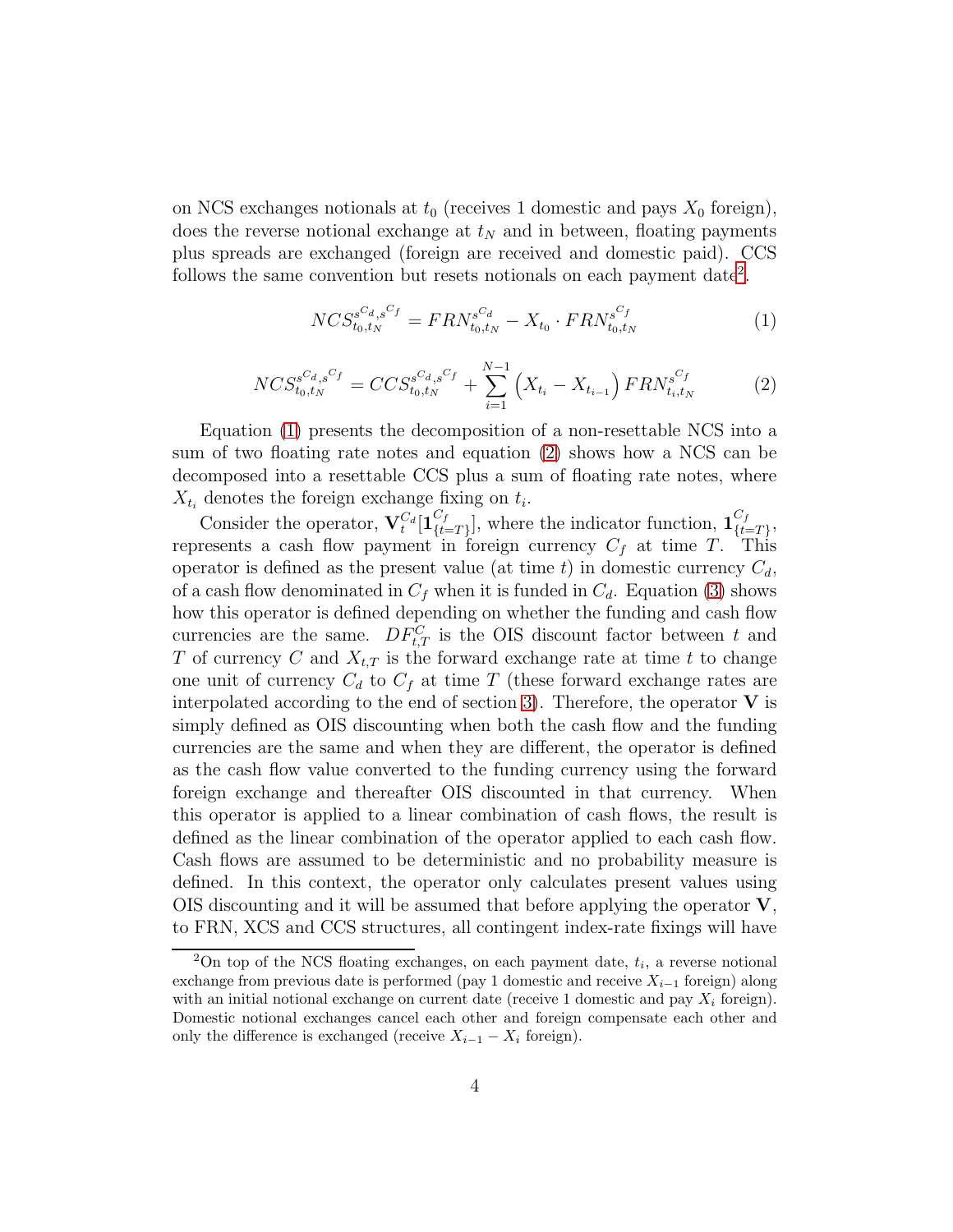on NCS exchanges notionals at $t_0$ (receives 1 domestic and pays $X_0$ foreign), does the reverse notional exchange at $t_N$ and in between, floating payments plus spreads are exchanged (foreign are received and domestic paid). CCS follows the same convention but resets notionals on each payment date[2].

$$NCS^{s^{C_d},s^{C_f}}_{t_0,t_N} = FRN^{s^{C_d}}_{t_0,t_N} - X_{t_0} \cdot FRN^{s^{C_f}}_{t_0,t_N} \tag{1}$$

$$NCS^{s^{C_d},s^{C_f}}_{t_0,t_N} = CCS^{s^{C_d},s^{C_f}}_{t_0,t_N} + \sum_{i=1}^{N-1} \left( X_{t_i} - X_{t_{i-1}} \right) FRN^{s^{C_f}}_{t_i,t_N} \tag{2}$$

Equation (1) presents the decomposition of a non-resettable NCS into a sum of two floating rate notes and equation (2) shows how a NCS can be decomposed into a resettable CCS plus a sum of floating rate notes, where $X_{t_i}$ denotes the foreign exchange fixing on $t_i$.

Consider the operator, $\mathbf{V}^{C_d}_t[\mathbf{1}^{C_f}_{\{t=T\}}]$, where the indicator function, $\mathbf{1}^{C_f}_{\{t=T\}}$, represents a cash flow payment in foreign currency $C_f$ at time $T$. This operator is defined as the present value (at time $t$) in domestic currency $C_d$, of a cash flow denominated in $C_f$ when it is funded in $C_d$. Equation (3) shows how this operator is defined depending on whether the funding and cash flow currencies are the same. $DF^C_{t,T}$ is the OIS discount factor between $t$ and $T$ of currency $C$ and $X_{t,T}$ is the forward exchange rate at time $t$ to change one unit of currency $C_d$ to $C_f$ at time $T$ (these forward exchange rates are interpolated according to the end of section 3). Therefore, the operator $\mathbf{V}$ is simply defined as OIS discounting when both the cash flow and the funding currencies are the same and when they are different, the operator is defined as the cash flow value converted to the funding currency using the forward foreign exchange and thereafter OIS discounted in that currency. When this operator is applied to a linear combination of cash flows, the result is defined as the linear combination of the operator applied to each cash flow. Cash flows are assumed to be deterministic and no probability measure is defined. In this context, the operator only calculates present values using OIS discounting and it will be assumed that before applying the operator $\mathbf{V}$, to FRN, XCS and CCS structures, all contingent index-rate fixings will have

[2] On top of the NCS floating exchanges, on each payment date, $t_i$, a reverse notional exchange from previous date is performed (pay 1 domestic and receive $X_{i-1}$ foreign) along with an initial notional exchange on current date (receive 1 domestic and pay $X_i$ foreign). Domestic notional exchanges cancel each other and foreign compensate each other and only the difference is exchanged (receive $X_{i-1} - X_i$ foreign).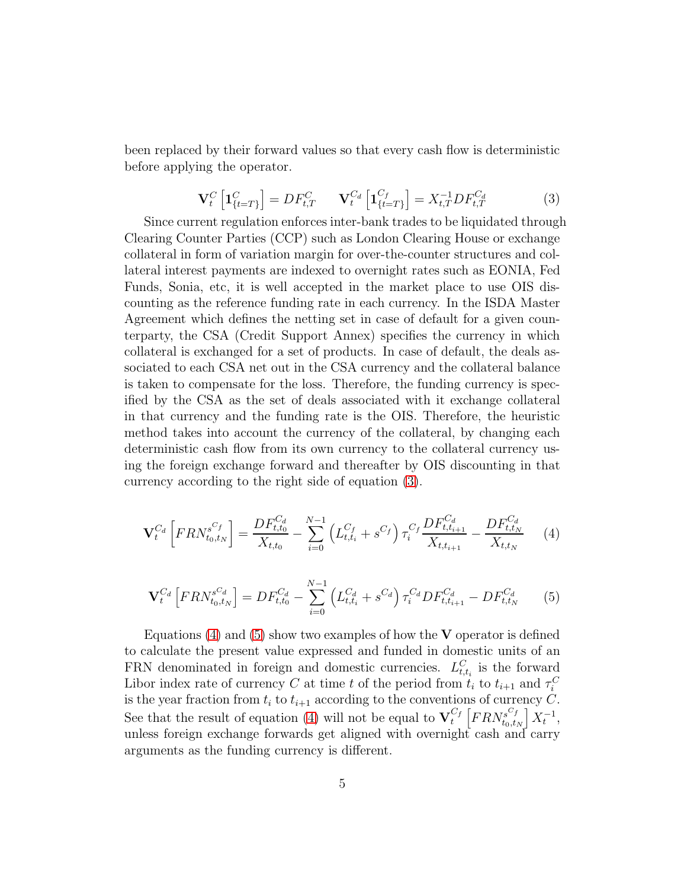been replaced by their forward values so that every cash flow is deterministic before applying the operator.

$$\mathbf{V}_t^C\left[\mathbf{1}_{\{t=T\}}^C\right] = DF_{t,T}^C \qquad \mathbf{V}_t^{C_d}\left[\mathbf{1}_{\{t=T\}}^{C_f}\right] = X_{t,T}^{-1} DF_{t,T}^{C_d} \tag{3}$$

Since current regulation enforces inter-bank trades to be liquidated through Clearing Counter Parties (CCP) such as London Clearing House or exchange collateral in form of variation margin for over-the-counter structures and collateral interest payments are indexed to overnight rates such as EONIA, Fed Funds, Sonia, etc, it is well accepted in the market place to use OIS discounting as the reference funding rate in each currency. In the ISDA Master Agreement which defines the netting set in case of default for a given counterparty, the CSA (Credit Support Annex) specifies the currency in which collateral is exchanged for a set of products. In case of default, the deals associated to each CSA net out in the CSA currency and the collateral balance is taken to compensate for the loss. Therefore, the funding currency is specified by the CSA as the set of deals associated with it exchange collateral in that currency and the funding rate is the OIS. Therefore, the heuristic method takes into account the currency of the collateral, by changing each deterministic cash flow from its own currency to the collateral currency using the foreign exchange forward and thereafter by OIS discounting in that currency according to the right side of equation (3).

$$\mathbf{V}_t^{C_d}\left[FRN_{t_0,t_N}^{s^{C_f}}\right] = \frac{DF_{t,t_0}^{C_d}}{X_{t,t_0}} - \sum_{i=0}^{N-1}\left(L_{t,t_i}^{C_f} + s^{C_f}\right)\tau_i^{C_f}\frac{DF_{t,t_{i+1}}^{C_d}}{X_{t,t_{i+1}}} - \frac{DF_{t,t_N}^{C_d}}{X_{t,t_N}} \tag{4}$$

$$\mathbf{V}_t^{C_d}\left[FRN_{t_0,t_N}^{s^{C_d}}\right] = DF_{t,t_0}^{C_d} - \sum_{i=0}^{N-1}\left(L_{t,t_i}^{C_d} + s^{C_d}\right)\tau_i^{C_d} DF_{t,t_{i+1}}^{C_d} - DF_{t,t_N}^{C_d} \tag{5}$$

Equations (4) and (5) show two examples of how the $\mathbf{V}$ operator is defined to calculate the present value expressed and funded in domestic units of an FRN denominated in foreign and domestic currencies. $L_{t,t_i}^C$ is the forward Libor index rate of currency $C$ at time $t$ of the period from $t_i$ to $t_{i+1}$ and $\tau_i^C$ is the year fraction from $t_i$ to $t_{i+1}$ according to the conventions of currency $C$. See that the result of equation (4) will not be equal to $\mathbf{V}_t^{C_f}\left[FRN_{t_0,t_N}^{s^{C_f}}\right]X_t^{-1}$, unless foreign exchange forwards get aligned with overnight cash and carry arguments as the funding currency is different.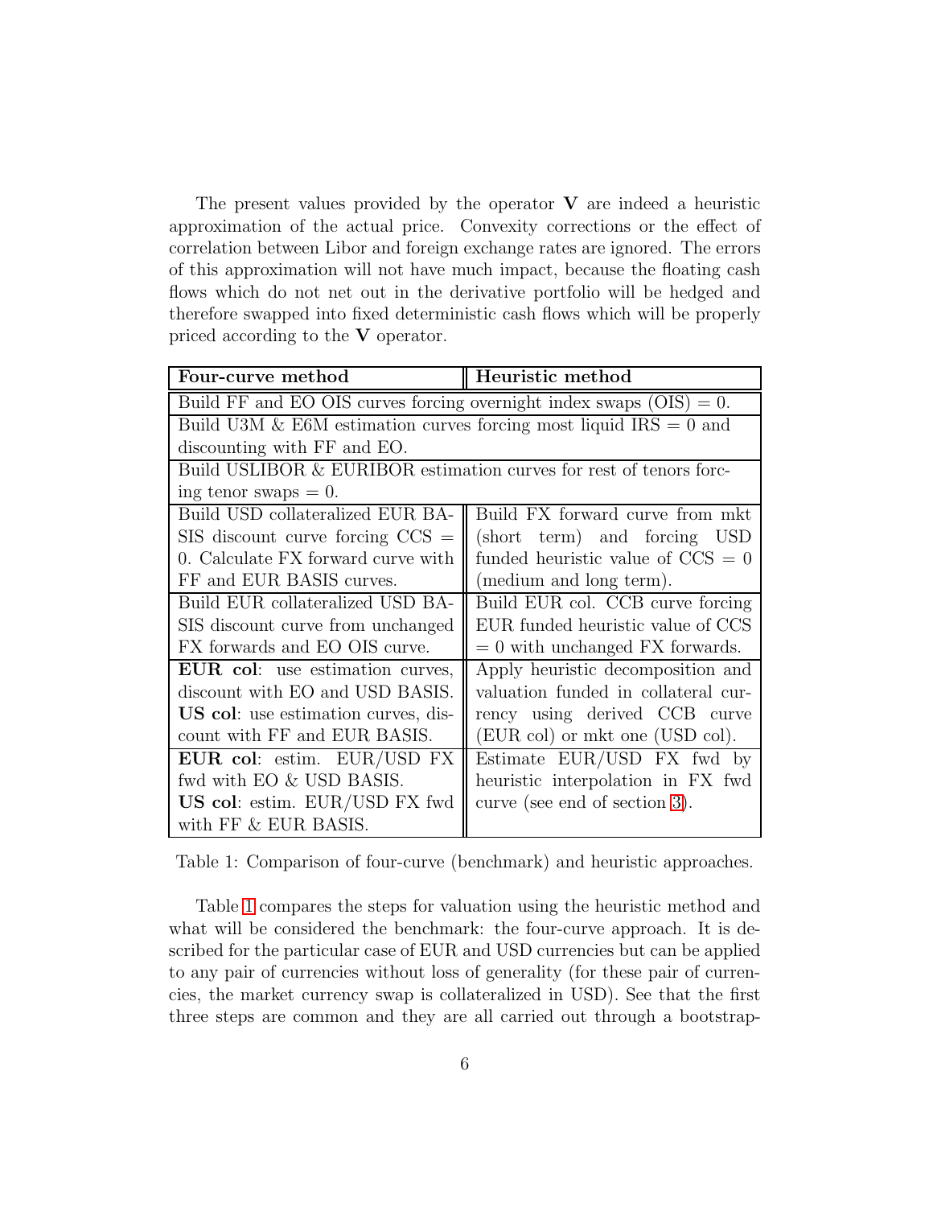The present values provided by the operator $\mathbf{V}$ are indeed a heuristic approximation of the actual price. Convexity corrections or the effect of correlation between Libor and foreign exchange rates are ignored. The errors of this approximation will not have much impact, because the floating cash flows which do not net out in the derivative portfolio will be hedged and therefore swapped into fixed deterministic cash flows which will be properly priced according to the $\mathbf{V}$ operator.

| **Four-curve method** | **Heuristic method** |
|---|---|
| Build FF and EO OIS curves forcing overnight index swaps (OIS) = 0. | |
| Build U3M & E6M estimation curves forcing most liquid IRS = 0 and discounting with FF and EO. | |
| Build USLIBOR & EURIBOR estimation curves for rest of tenors forcing tenor swaps = 0. | |
| Build USD collateralized EUR BASIS discount curve forcing CCS = 0. Calculate FX forward curve with FF and EUR BASIS curves. | Build FX forward curve from mkt (short term) and forcing USD funded heuristic value of CCS = 0 (medium and long term). |
| Build EUR collateralized USD BASIS discount curve from unchanged FX forwards and EO OIS curve. | Build EUR col. CCB curve forcing EUR funded heuristic value of CCS = 0 with unchanged FX forwards. |
| **EUR col**: use estimation curves, discount with EO and USD BASIS. **US col**: use estimation curves, discount with FF and EUR BASIS. | Apply heuristic decomposition and valuation funded in collateral currency using derived CCB curve (EUR col) or mkt one (USD col). |
| **EUR col**: estim. EUR/USD FX fwd with EO & USD BASIS. **US col**: estim. EUR/USD FX fwd with FF & EUR BASIS. | Estimate EUR/USD FX fwd by heuristic interpolation in FX fwd curve (see end of section 3). |

Table 1: Comparison of four-curve (benchmark) and heuristic approaches.

Table 1 compares the steps for valuation using the heuristic method and what will be considered the benchmark: the four-curve approach. It is described for the particular case of EUR and USD currencies but can be applied to any pair of currencies without loss of generality (for these pair of currencies, the market currency swap is collateralized in USD). See that the first three steps are common and they are all carried out through a bootstrap-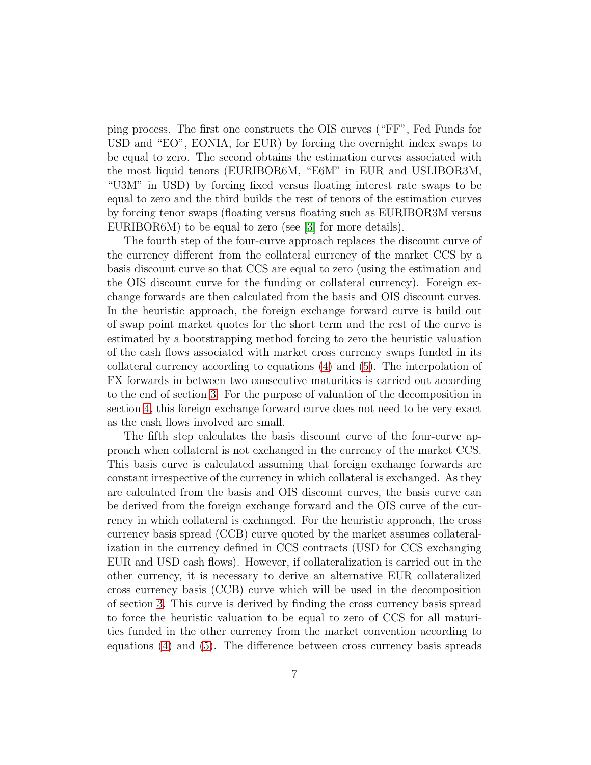ping process. The first one constructs the OIS curves ("FF", Fed Funds for USD and "EO", EONIA, for EUR) by forcing the overnight index swaps to be equal to zero. The second obtains the estimation curves associated with the most liquid tenors (EURIBOR6M, "E6M" in EUR and USLIBOR3M, "U3M" in USD) by forcing fixed versus floating interest rate swaps to be equal to zero and the third builds the rest of tenors of the estimation curves by forcing tenor swaps (floating versus floating such as EURIBOR3M versus EURIBOR6M) to be equal to zero (see [3] for more details).

The fourth step of the four-curve approach replaces the discount curve of the currency different from the collateral currency of the market CCS by a basis discount curve so that CCS are equal to zero (using the estimation and the OIS discount curve for the funding or collateral currency). Foreign exchange forwards are then calculated from the basis and OIS discount curves. In the heuristic approach, the foreign exchange forward curve is build out of swap point market quotes for the short term and the rest of the curve is estimated by a bootstrapping method forcing to zero the heuristic valuation of the cash flows associated with market cross currency swaps funded in its collateral currency according to equations (4) and (5). The interpolation of FX forwards in between two consecutive maturities is carried out according to the end of section 3. For the purpose of valuation of the decomposition in section 4, this foreign exchange forward curve does not need to be very exact as the cash flows involved are small.

The fifth step calculates the basis discount curve of the four-curve approach when collateral is not exchanged in the currency of the market CCS. This basis curve is calculated assuming that foreign exchange forwards are constant irrespective of the currency in which collateral is exchanged. As they are calculated from the basis and OIS discount curves, the basis curve can be derived from the foreign exchange forward and the OIS curve of the currency in which collateral is exchanged. For the heuristic approach, the cross currency basis spread (CCB) curve quoted by the market assumes collateralization in the currency defined in CCS contracts (USD for CCS exchanging EUR and USD cash flows). However, if collateralization is carried out in the other currency, it is necessary to derive an alternative EUR collateralized cross currency basis (CCB) curve which will be used in the decomposition of section 3. This curve is derived by finding the cross currency basis spread to force the heuristic valuation to be equal to zero of CCS for all maturities funded in the other currency from the market convention according to equations (4) and (5). The difference between cross currency basis spreads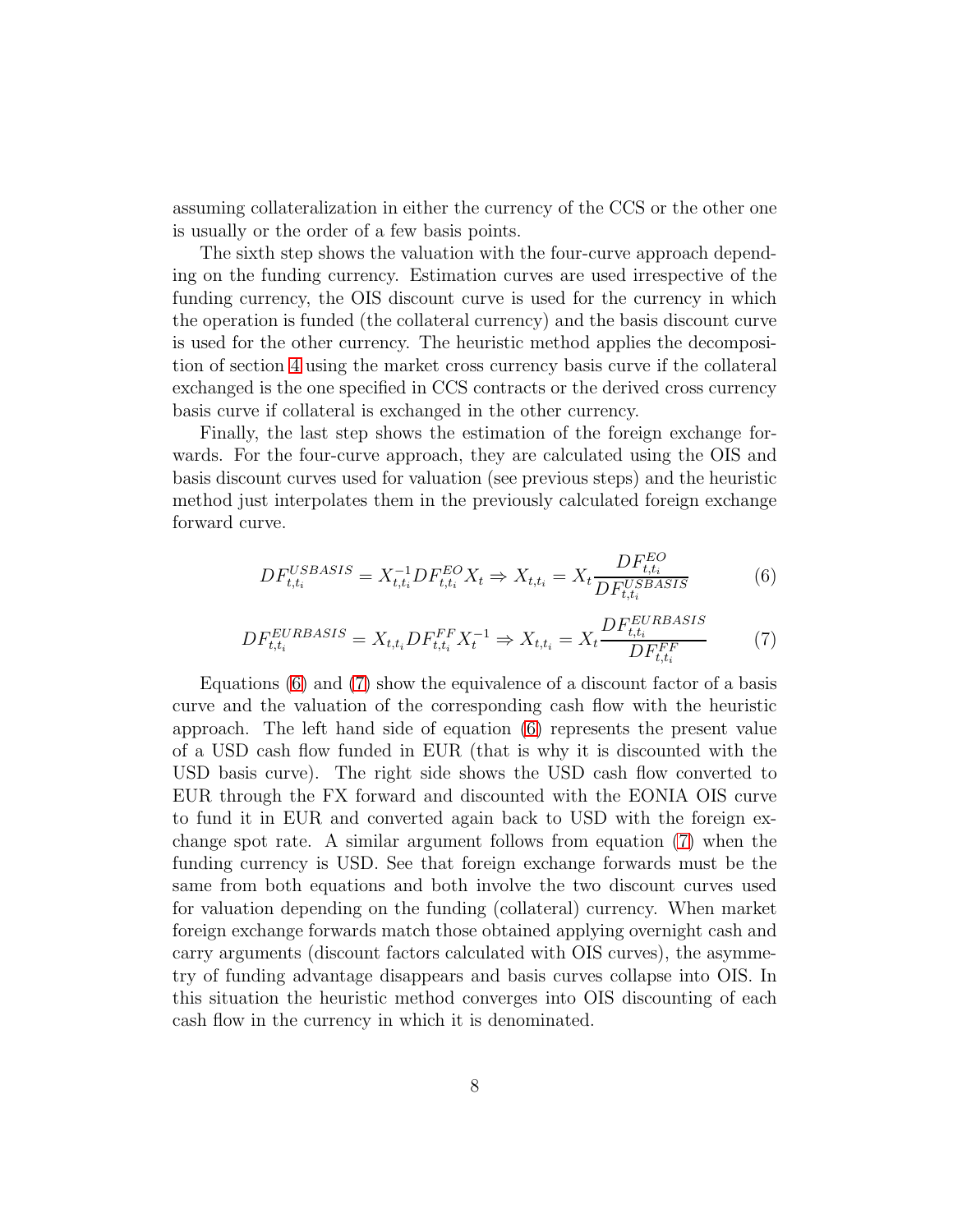assuming collateralization in either the currency of the CCS or the other one is usually or the order of a few basis points.

The sixth step shows the valuation with the four-curve approach depending on the funding currency. Estimation curves are used irrespective of the funding currency, the OIS discount curve is used for the currency in which the operation is funded (the collateral currency) and the basis discount curve is used for the other currency. The heuristic method applies the decomposition of section 4 using the market cross currency basis curve if the collateral exchanged is the one specified in CCS contracts or the derived cross currency basis curve if collateral is exchanged in the other currency.

Finally, the last step shows the estimation of the foreign exchange forwards. For the four-curve approach, they are calculated using the OIS and basis discount curves used for valuation (see previous steps) and the heuristic method just interpolates them in the previously calculated foreign exchange forward curve.

$$DF_{t,t_i}^{USBASIS} = X_{t,t_i}^{-1} DF_{t,t_i}^{EO} X_t \Rightarrow X_{t,t_i} = X_t \frac{DF_{t,t_i}^{EO}}{DF_{t,t_i}^{USBASIS}} \tag{6}$$

$$DF_{t,t_i}^{EURBASIS} = X_{t,t_i} DF_{t,t_i}^{FF} X_t^{-1} \Rightarrow X_{t,t_i} = X_t \frac{DF_{t,t_i}^{EURBASIS}}{DF_{t,t_i}^{FF}} \tag{7}$$

Equations (6) and (7) show the equivalence of a discount factor of a basis curve and the valuation of the corresponding cash flow with the heuristic approach. The left hand side of equation (6) represents the present value of a USD cash flow funded in EUR (that is why it is discounted with the USD basis curve). The right side shows the USD cash flow converted to EUR through the FX forward and discounted with the EONIA OIS curve to fund it in EUR and converted again back to USD with the foreign exchange spot rate. A similar argument follows from equation (7) when the funding currency is USD. See that foreign exchange forwards must be the same from both equations and both involve the two discount curves used for valuation depending on the funding (collateral) currency. When market foreign exchange forwards match those obtained applying overnight cash and carry arguments (discount factors calculated with OIS curves), the asymmetry of funding advantage disappears and basis curves collapse into OIS. In this situation the heuristic method converges into OIS discounting of each cash flow in the currency in which it is denominated.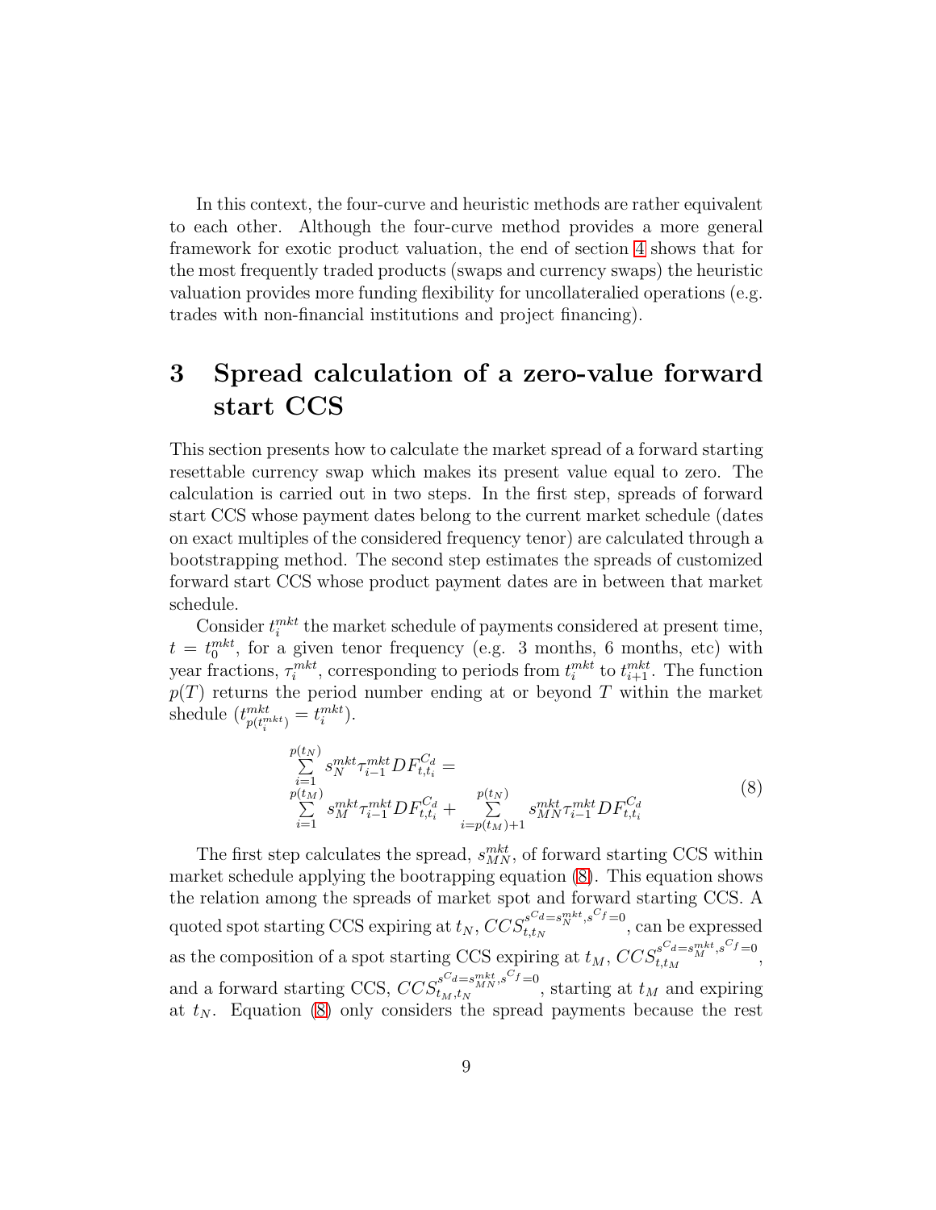In this context, the four-curve and heuristic methods are rather equivalent to each other. Although the four-curve method provides a more general framework for exotic product valuation, the end of section 4 shows that for the most frequently traded products (swaps and currency swaps) the heuristic valuation provides more funding flexibility for uncollateralied operations (e.g. trades with non-financial institutions and project financing).

# 3 Spread calculation of a zero-value forward start CCS

This section presents how to calculate the market spread of a forward starting resettable currency swap which makes its present value equal to zero. The calculation is carried out in two steps. In the first step, spreads of forward start CCS whose payment dates belong to the current market schedule (dates on exact multiples of the considered frequency tenor) are calculated through a bootstrapping method. The second step estimates the spreads of customized forward start CCS whose product payment dates are in between that market schedule.

Consider $t_i^{mkt}$ the market schedule of payments considered at present time, $t = t_0^{mkt}$, for a given tenor frequency (e.g. 3 months, 6 months, etc) with year fractions, $\tau_i^{mkt}$, corresponding to periods from $t_i^{mkt}$ to $t_{i+1}^{mkt}$. The function $p(T)$ returns the period number ending at or beyond $T$ within the market shedule ($t_{p(t_i^{mkt})}^{mkt} = t_i^{mkt}$).

$$
\begin{aligned}
&\sum_{i=1}^{p(t_N)} s_N^{mkt} \tau_{i-1}^{mkt} DF_{t,t_i}^{C_d} = \\
&\sum_{i=1}^{p(t_M)} s_M^{mkt} \tau_{i-1}^{mkt} DF_{t,t_i}^{C_d} + \sum_{i=p(t_M)+1}^{p(t_N)} s_{MN}^{mkt} \tau_{i-1}^{mkt} DF_{t,t_i}^{C_d}
\end{aligned}
\tag{8}
$$

The first step calculates the spread, $s_{MN}^{mkt}$, of forward starting CCS within market schedule applying the bootrapping equation (8). This equation shows the relation among the spreads of market spot and forward starting CCS. A quoted spot starting CCS expiring at $t_N$, $CCS_{t,t_N}^{s^{C_d}=s_N^{mkt}, s^{C_f}=0}$, can be expressed as the composition of a spot starting CCS expiring at $t_M$, $CCS_{t,t_M}^{s^{C_d}=s_M^{mkt}, s^{C_f}=0}$, and a forward starting CCS, $CCS_{t_M,t_N}^{s^{C_d}=s_{MN}^{mkt}, s^{C_f}=0}$, starting at $t_M$ and expiring at $t_N$. Equation (8) only considers the spread payments because the rest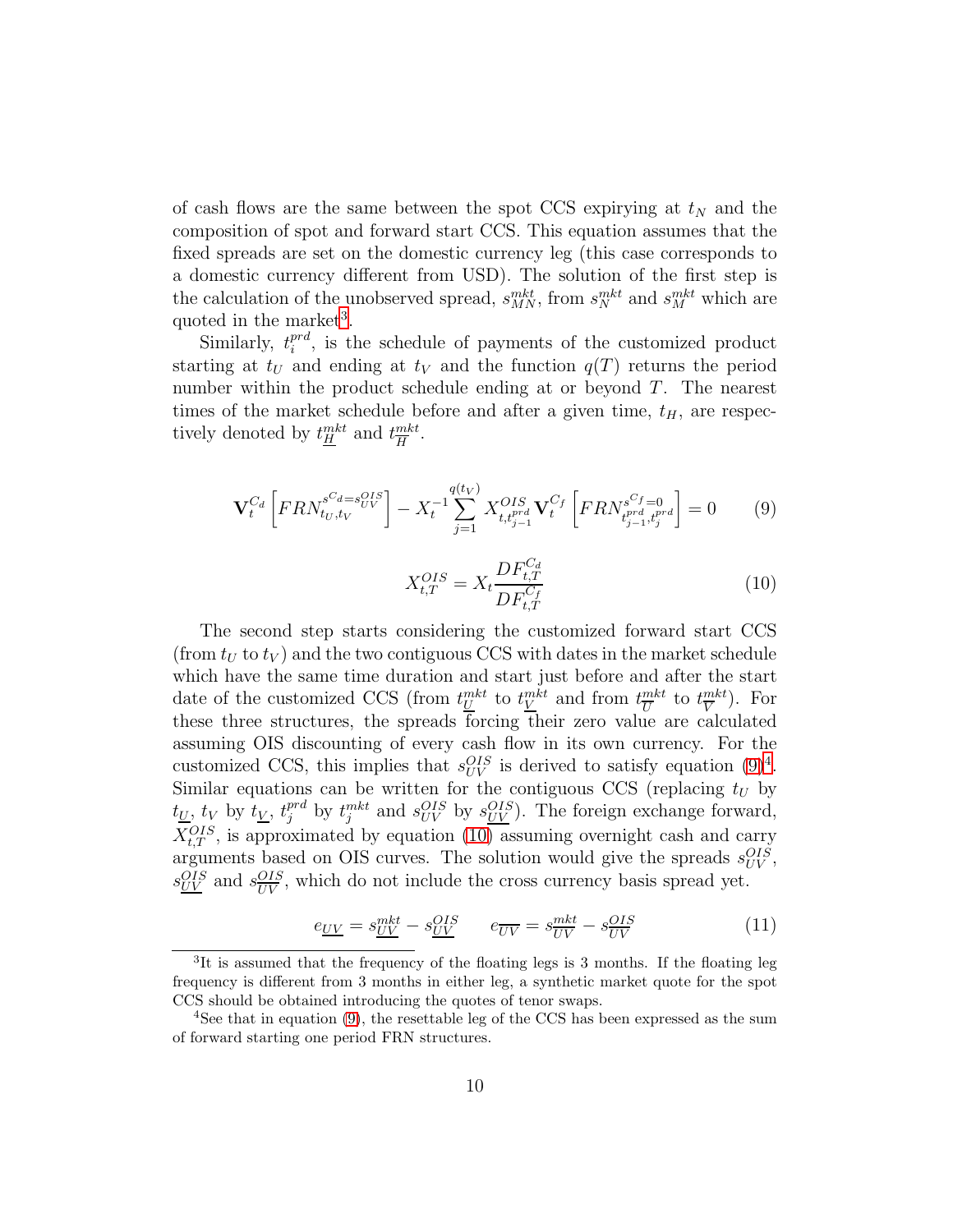of cash flows are the same between the spot CCS expiring at $t_N$ and the composition of spot and forward start CCS. This equation assumes that the fixed spreads are set on the domestic currency leg (this case corresponds to a domestic currency different from USD). The solution of the first step is the calculation of the unobserved spread, $s_{MN}^{mkt}$, from $s_N^{mkt}$ and $s_M^{mkt}$ which are quoted in the market[3].

Similarly, $t_i^{prd}$, is the schedule of payments of the customized product starting at $t_U$ and ending at $t_V$ and the function $q(T)$ returns the period number within the product schedule ending at or beyond $T$. The nearest times of the market schedule before and after a given time, $t_H$, are respectively denoted by $t_{\underline{H}}^{mkt}$ and $t_{\overline{H}}^{mkt}$.

$$\mathbf{V}_t^{C_d}\left[FRN_{t_U,t_V}^{s^{C_d}=s_{UV}^{OIS}}\right] - X_t^{-1}\sum_{j=1}^{q(t_V)} X_{t,t_{j-1}^{prd}}^{OIS}\mathbf{V}_t^{C_f}\left[FRN_{t_{j-1}^{prd},t_j^{prd}}^{s^{C_f}=0}\right] = 0 \tag{9}$$

$$X_{t,T}^{OIS} = X_t\frac{DF_{t,T}^{C_d}}{DF_{t,T}^{C_f}} \tag{10}$$

The second step starts considering the customized forward start CCS (from $t_U$ to $t_V$) and the two contiguous CCS with dates in the market schedule which have the same time duration and start just before and after the start date of the customized CCS (from $t_{\underline{U}}^{mkt}$ to $t_{\underline{V}}^{mkt}$ and from $t_{\overline{U}}^{mkt}$ to $t_{\overline{V}}^{mkt}$). For these three structures, the spreads forcing their zero value are calculated assuming OIS discounting of every cash flow in its own currency. For the customized CCS, this implies that $s_{UV}^{OIS}$ is derived to satisfy equation (9)[4]. Similar equations can be written for the contiguous CCS (replacing $t_U$ by $t_{\underline{U}}$, $t_V$ by $t_{\underline{V}}$, $t_j^{prd}$ by $t_j^{mkt}$ and $s_{UV}^{OIS}$ by $s_{\underline{UV}}^{OIS}$). The foreign exchange forward, $X_{t,T}^{OIS}$, is approximated by equation (10) assuming overnight cash and carry arguments based on OIS curves. The solution would give the spreads $s_{UV}^{OIS}$, $s_{\underline{UV}}^{OIS}$ and $s_{\overline{UV}}^{OIS}$, which do not include the cross currency basis spread yet.

$$e_{\underline{UV}} = s_{\underline{UV}}^{mkt} - s_{\underline{UV}}^{OIS} \qquad e_{\overline{UV}} = s_{\overline{UV}}^{mkt} - s_{\overline{UV}}^{OIS} \tag{11}$$

[3] It is assumed that the frequency of the floating legs is 3 months. If the floating leg frequency is different from 3 months in either leg, a synthetic market quote for the spot CCS should be obtained introducing the quotes of tenor swaps.

[4] See that in equation (9), the resettable leg of the CCS has been expressed as the sum of forward starting one period FRN structures.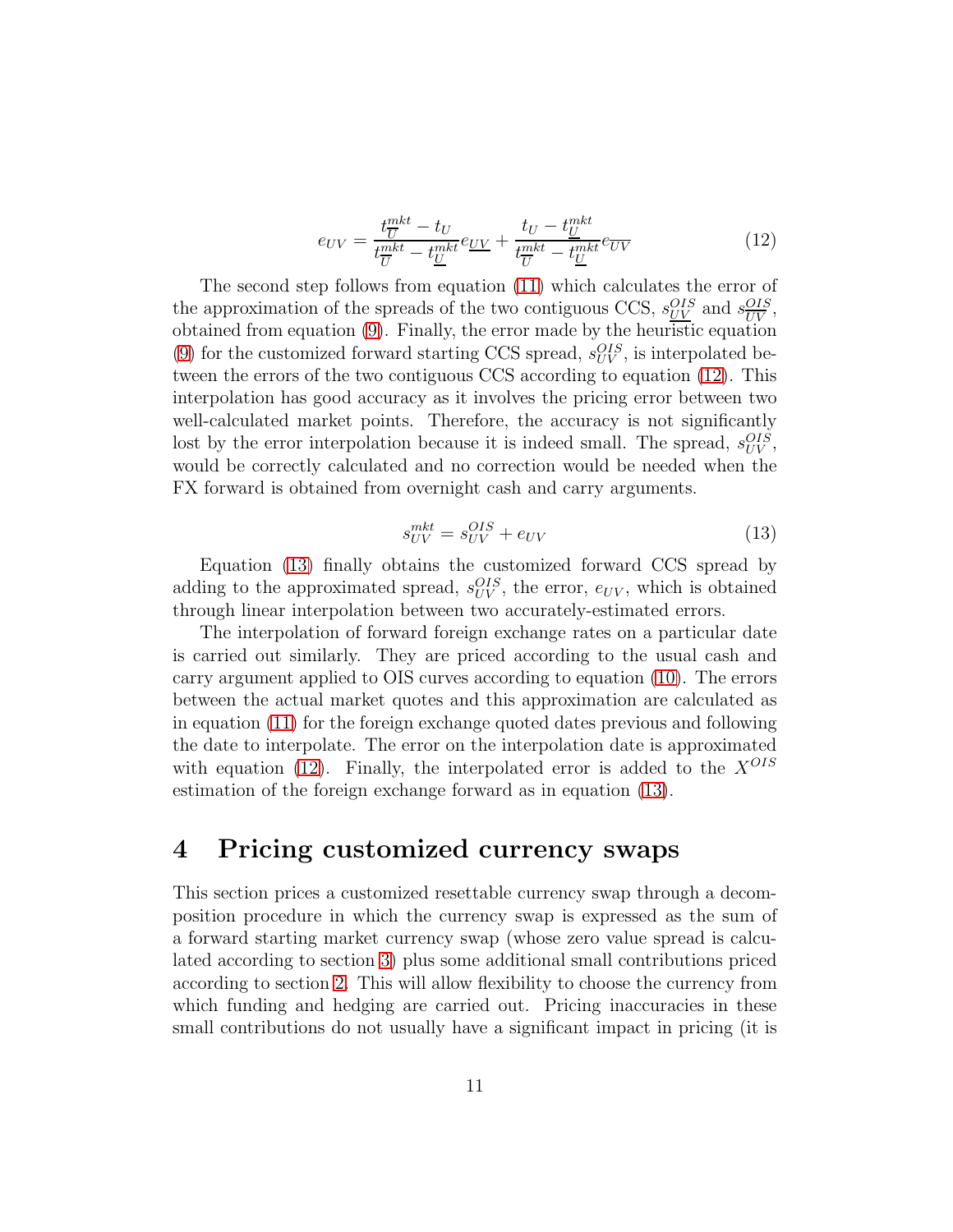$$e_{UV} = \frac{t^{mkt}_{\overline{U}} - t_U}{t^{mkt}_{\overline{U}} - t^{mkt}_{\underline{U}}} e_{\underline{UV}} + \frac{t_U - t^{mkt}_{\underline{U}}}{t^{mkt}_{\overline{U}} - t^{mkt}_{\underline{U}}} e_{\overline{UV}} \tag{12}$$

The second step follows from equation (11) which calculates the error of the approximation of the spreads of the two contiguous CCS, $s^{OIS}_{\underline{UV}}$ and $s^{OIS}_{\overline{UV}}$, obtained from equation (9). Finally, the error made by the heuristic equation (9) for the customized forward starting CCS spread, $s^{OIS}_{UV}$, is interpolated between the errors of the two contiguous CCS according to equation (12). This interpolation has good accuracy as it involves the pricing error between two well-calculated market points. Therefore, the accuracy is not significantly lost by the error interpolation because it is indeed small. The spread, $s^{OIS}_{UV}$, would be correctly calculated and no correction would be needed when the FX forward is obtained from overnight cash and carry arguments.

$$s^{mkt}_{UV} = s^{OIS}_{UV} + e_{UV} \tag{13}$$

Equation (13) finally obtains the customized forward CCS spread by adding to the approximated spread, $s^{OIS}_{UV}$, the error, $e_{UV}$, which is obtained through linear interpolation between two accurately-estimated errors.

The interpolation of forward foreign exchange rates on a particular date is carried out similarly. They are priced according to the usual cash and carry argument applied to OIS curves according to equation (10). The errors between the actual market quotes and this approximation are calculated as in equation (11) for the foreign exchange quoted dates previous and following the date to interpolate. The error on the interpolation date is approximated with equation (12). Finally, the interpolated error is added to the $X^{OIS}$ estimation of the foreign exchange forward as in equation (13).

# 4 Pricing customized currency swaps

This section prices a customized resettable currency swap through a decomposition procedure in which the currency swap is expressed as the sum of a forward starting market currency swap (whose zero value spread is calculated according to section 3) plus some additional small contributions priced according to section 2. This will allow flexibility to choose the currency from which funding and hedging are carried out. Pricing inaccuracies in these small contributions do not usually have a significant impact in pricing (it is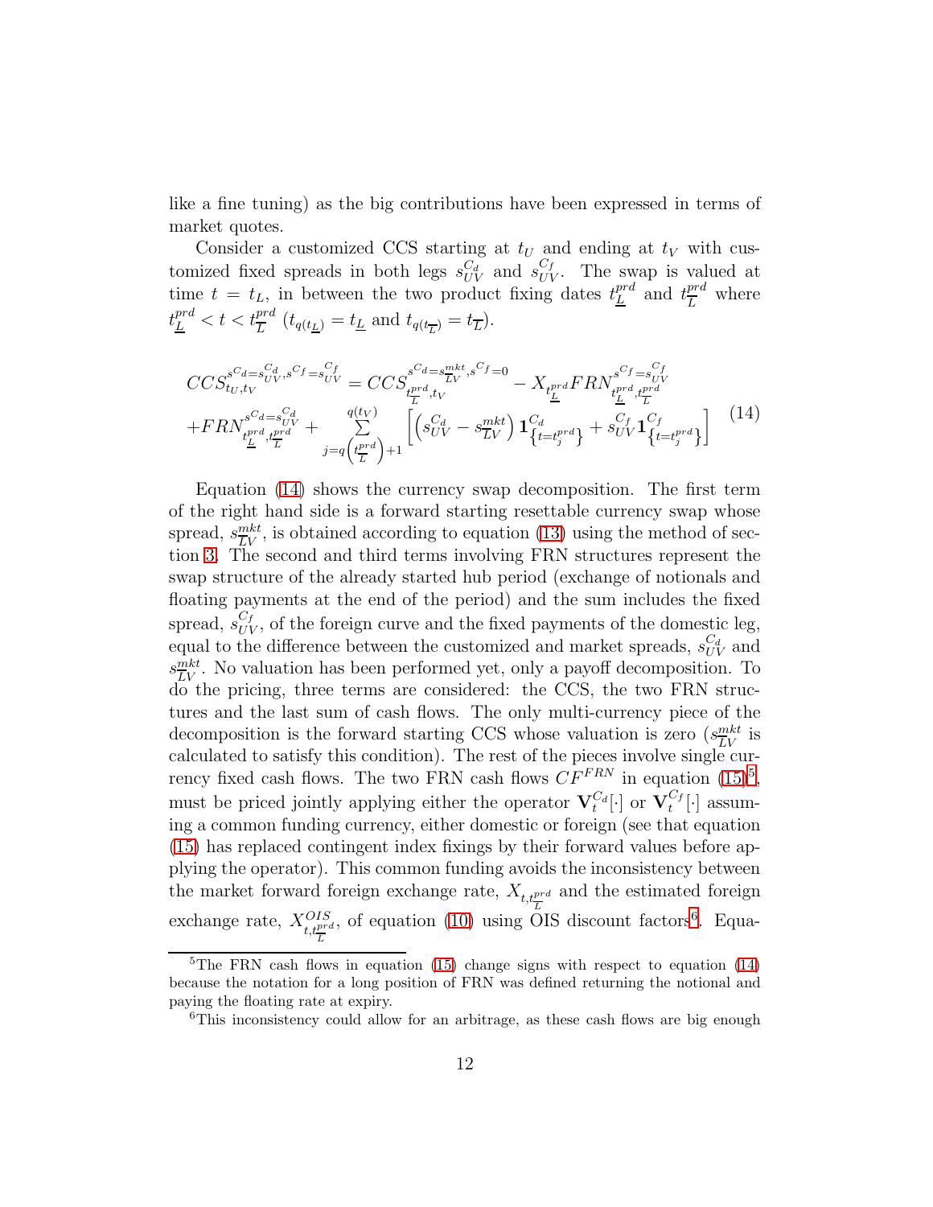like a fine tuning) as the big contributions have been expressed in terms of market quotes.

Consider a customized CCS starting at $t_U$ and ending at $t_V$ with customized fixed spreads in both legs $s_{UV}^{C_d}$ and $s_{UV}^{C_f}$. The swap is valued at time $t = t_L$, in between the two product fixing dates $t_{\underline{L}}^{prd}$ and $t_{\overline{L}}^{prd}$ where $t_{\underline{L}}^{prd} < t < t_{\overline{L}}^{prd}$ ($t_{q(t_{\underline{L}})} = t_{\underline{L}}$ and $t_{q(t_{\overline{L}})} = t_{\overline{L}}$).

$$
\begin{aligned}
CCS_{t_U,t_V}^{s^{C_d}=s_{UV}^{C_d},s^{C_f}=s_{UV}^{C_f}} &= CCS_{t_{\overline{L}}^{prd},t_V}^{s^{C_d}=s_{\overline{L}V}^{mkt},s^{C_f}=0} - X_{t_{\underline{L}}^{prd}} FRN_{t_{\underline{L}}^{prd},t_{\overline{L}}^{prd}}^{s^{C_f}=s_{UV}^{C_f}} \\
&+ FRN_{t_{\underline{L}}^{prd},t_{\overline{L}}^{prd}}^{s^{C_d}=s_{UV}^{C_d}} + \sum_{j=q\left(t_{\overline{L}}^{prd}\right)+1}^{q(t_V)} \left[ \left(s_{UV}^{C_d} - s_{\overline{L}V}^{mkt}\right) \mathbf{1}_{\left\{t=t_j^{prd}\right\}}^{C_d} + s_{UV}^{C_f} \mathbf{1}_{\left\{t=t_j^{prd}\right\}}^{C_f} \right]
\end{aligned}
\tag{14}
$$

Equation (14) shows the currency swap decomposition. The first term of the right hand side is a forward starting resettable currency swap whose spread, $s_{\overline{L}V}^{mkt}$, is obtained according to equation (13) using the method of section 3. The second and third terms involving FRN structures represent the swap structure of the already started hub period (exchange of notionals and floating payments at the end of the period) and the sum includes the fixed spread, $s_{UV}^{C_f}$, of the foreign curve and the fixed payments of the domestic leg, equal to the difference between the customized and market spreads, $s_{UV}^{C_d}$ and $s_{\overline{L}V}^{mkt}$. No valuation has been performed yet, only a payoff decomposition. To do the pricing, three terms are considered: the CCS, the two FRN structures and the last sum of cash flows. The only multi-currency piece of the decomposition is the forward starting CCS whose valuation is zero ($s_{\overline{L}V}^{mkt}$ is calculated to satisfy this condition). The rest of the pieces involve single currency fixed cash flows. The two FRN cash flows $CF^{FRN}$ in equation (15)[5], must be priced jointly applying either the operator $\mathbf{V}_t^{C_d}[\cdot]$ or $\mathbf{V}_t^{C_f}[\cdot]$ assuming a common funding currency, either domestic or foreign (see that equation (15) has replaced contingent index fixings by their forward values before applying the operator). This common funding avoids the inconsistency between the market forward foreign exchange rate, $X_{t,t_{\overline{L}}^{prd}}$ and the estimated foreign exchange rate, $X_{t,t_{\overline{L}}^{prd}}^{OIS}$, of equation (10) using OIS discount factors[6]. Equa-

[5] The FRN cash flows in equation (15) change signs with respect to equation (14) because the notation for a long position of FRN was defined returning the notional and paying the floating rate at expiry.

[6] This inconsistency could allow for an arbitrage, as these cash flows are big enough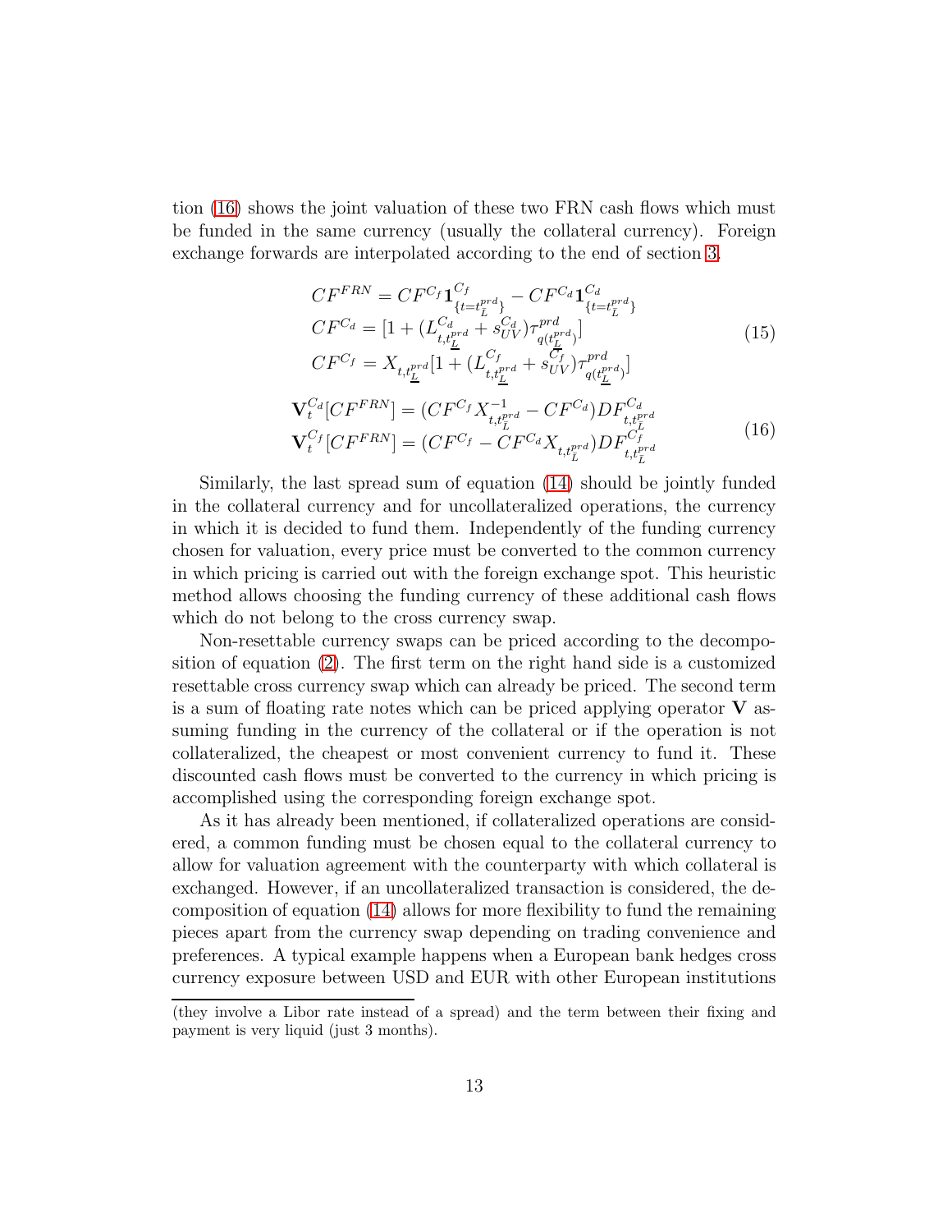tion (16) shows the joint valuation of these two FRN cash flows which must be funded in the same currency (usually the collateral currency). Foreign exchange forwards are interpolated according to the end of section 3.

$$
\begin{aligned}
CF^{FRN} &= CF^{C_f}\mathbf{1}^{C_f}_{\{t=t^{prd}_{\bar{L}}\}} - CF^{C_d}\mathbf{1}^{C_d}_{\{t=t^{prd}_{\bar{L}}\}} \\
CF^{C_d} &= [1 + (L^{C_d}_{t,t^{prd}_{\underline{L}}} + s^{C_d}_{UV})\tau^{prd}_{q(t^{prd}_{\underline{L}})}] \\
CF^{C_f} &= X_{t,t^{prd}_{\underline{L}}}[1 + (L^{C_f}_{t,t^{prd}_{\underline{L}}} + s^{C_f}_{UV})\tau^{prd}_{q(t^{prd}_{\underline{L}})}]
\end{aligned}
\tag{15}
$$

$$
\begin{aligned}
\mathbf{V}^{C_d}_t[CF^{FRN}] &= (CF^{C_f}X^{-1}_{t,t^{prd}_{\bar{L}}} - CF^{C_d})DF^{C_d}_{t,t^{prd}_{\bar{L}}} \\
\mathbf{V}^{C_f}_t[CF^{FRN}] &= (CF^{C_f} - CF^{C_d}X_{t,t^{prd}_{\bar{L}}})DF^{C_f}_{t,t^{prd}_{\bar{L}}}
\end{aligned}
\tag{16}
$$

Similarly, the last spread sum of equation (14) should be jointly funded in the collateral currency and for uncollateralized operations, the currency in which it is decided to fund them. Independently of the funding currency chosen for valuation, every price must be converted to the common currency in which pricing is carried out with the foreign exchange spot. This heuristic method allows choosing the funding currency of these additional cash flows which do not belong to the cross currency swap.

Non-resettable currency swaps can be priced according to the decomposition of equation (2). The first term on the right hand side is a customized resettable cross currency swap which can already be priced. The second term is a sum of floating rate notes which can be priced applying operator $\mathbf{V}$ assuming funding in the currency of the collateral or if the operation is not collateralized, the cheapest or most convenient currency to fund it. These discounted cash flows must be converted to the currency in which pricing is accomplished using the corresponding foreign exchange spot.

As it has already been mentioned, if collateralized operations are considered, a common funding must be chosen equal to the collateral currency to allow for valuation agreement with the counterparty with which collateral is exchanged. However, if an uncollateralized transaction is considered, the decomposition of equation (14) allows for more flexibility to fund the remaining pieces apart from the currency swap depending on trading convenience and preferences. A typical example happens when a European bank hedges cross currency exposure between USD and EUR with other European institutions

(they involve a Libor rate instead of a spread) and the term between their fixing and payment is very liquid (just 3 months).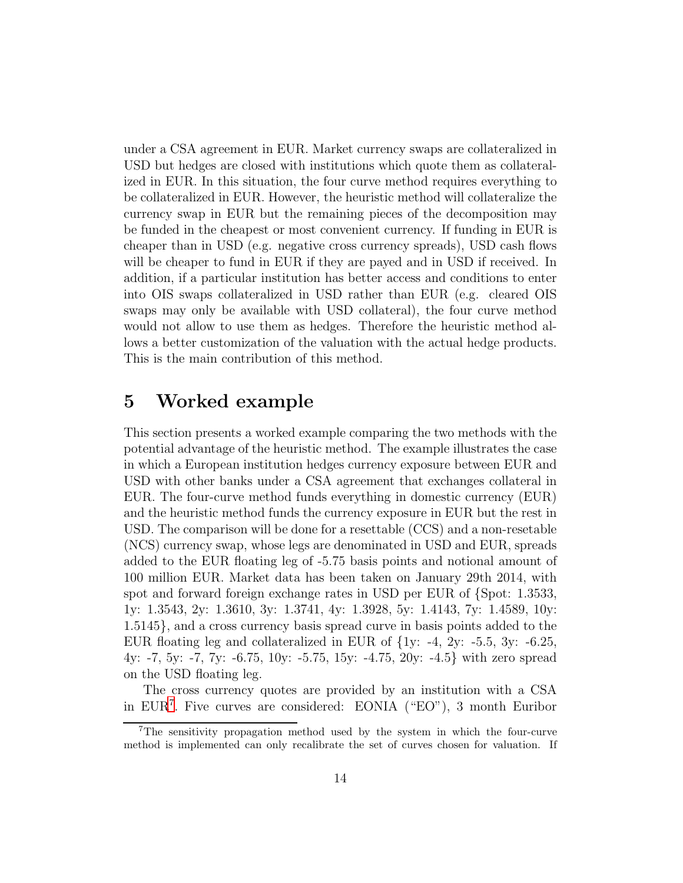under a CSA agreement in EUR. Market currency swaps are collateralized in USD but hedges are closed with institutions which quote them as collateralized in EUR. In this situation, the four curve method requires everything to be collateralized in EUR. However, the heuristic method will collateralize the currency swap in EUR but the remaining pieces of the decomposition may be funded in the cheapest or most convenient currency. If funding in EUR is cheaper than in USD (e.g. negative cross currency spreads), USD cash flows will be cheaper to fund in EUR if they are payed and in USD if received. In addition, if a particular institution has better access and conditions to enter into OIS swaps collateralized in USD rather than EUR (e.g. cleared OIS swaps may only be available with USD collateral), the four curve method would not allow to use them as hedges. Therefore the heuristic method allows a better customization of the valuation with the actual hedge products. This is the main contribution of this method.

# 5 Worked example

This section presents a worked example comparing the two methods with the potential advantage of the heuristic method. The example illustrates the case in which a European institution hedges currency exposure between EUR and USD with other banks under a CSA agreement that exchanges collateral in EUR. The four-curve method funds everything in domestic currency (EUR) and the heuristic method funds the currency exposure in EUR but the rest in USD. The comparison will be done for a resettable (CCS) and a non-resetable (NCS) currency swap, whose legs are denominated in USD and EUR, spreads added to the EUR floating leg of -5.75 basis points and notional amount of 100 million EUR. Market data has been taken on January 29th 2014, with spot and forward foreign exchange rates in USD per EUR of {Spot: 1.3533, 1y: 1.3543, 2y: 1.3610, 3y: 1.3741, 4y: 1.3928, 5y: 1.4143, 7y: 1.4589, 10y: 1.5145}, and a cross currency basis spread curve in basis points added to the EUR floating leg and collateralized in EUR of {1y: -4, 2y: -5.5, 3y: -6.25, 4y: -7, 5y: -7, 7y: -6.75, 10y: -5.75, 15y: -4.75, 20y: -4.5} with zero spread on the USD floating leg.

The cross currency quotes are provided by an institution with a CSA in EUR[7]. Five curves are considered: EONIA ("EO"), 3 month Euribor

[7] The sensitivity propagation method used by the system in which the four-curve method is implemented can only recalibrate the set of curves chosen for valuation. If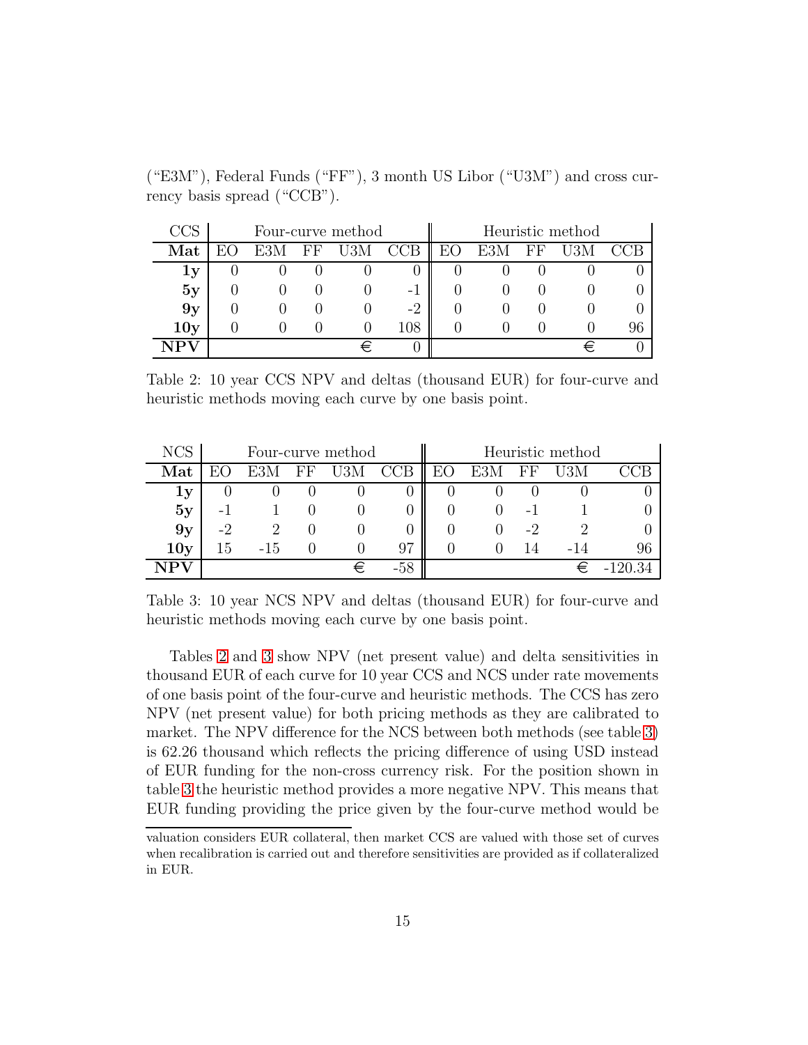("E3M"), Federal Funds ("FF"), 3 month US Libor ("U3M") and cross currency basis spread ("CCB").

| CCS | Four-curve method | | | | | Heuristic method | | | | |
|---|---|---|---|---|---|---|---|---|---|---|
| **Mat** | EO | E3M | FF | U3M | CCB | EO | E3M | FF | U3M | CCB |
| **1y** | 0 | 0 | 0 | 0 | 0 | 0 | 0 | 0 | 0 | 0 |
| **5y** | 0 | 0 | 0 | 0 | -1 | 0 | 0 | 0 | 0 | 0 |
| **9y** | 0 | 0 | 0 | 0 | -2 | 0 | 0 | 0 | 0 | 0 |
| **10y** | 0 | 0 | 0 | 0 | 108 | 0 | 0 | 0 | 0 | 96 |
| **NPV** | | | | € | 0 | | | | € | 0 |

Table 2: 10 year CCS NPV and deltas (thousand EUR) for four-curve and heuristic methods moving each curve by one basis point.

| NCS | Four-curve method | | | | | Heuristic method | | | | |
|---|---|---|---|---|---|---|---|---|---|---|
| **Mat** | EO | E3M | FF | U3M | CCB | EO | E3M | FF | U3M | CCB |
| **1y** | 0 | 0 | 0 | 0 | 0 | 0 | 0 | 0 | 0 | 0 |
| **5y** | -1 | 1 | 0 | 0 | 0 | 0 | 0 | -1 | 1 | 0 |
| **9y** | -2 | 2 | 0 | 0 | 0 | 0 | 0 | -2 | 2 | 0 |
| **10y** | 15 | -15 | 0 | 0 | 97 | 0 | 0 | 14 | -14 | 96 |
| **NPV** | | | | € | -58 | | | | € | -120.34 |

Table 3: 10 year NCS NPV and deltas (thousand EUR) for four-curve and heuristic methods moving each curve by one basis point.

Tables 2 and 3 show NPV (net present value) and delta sensitivities in thousand EUR of each curve for 10 year CCS and NCS under rate movements of one basis point of the four-curve and heuristic methods. The CCS has zero NPV (net present value) for both pricing methods as they are calibrated to market. The NPV difference for the NCS between both methods (see table 3) is 62.26 thousand which reflects the pricing difference of using USD instead of EUR funding for the non-cross currency risk. For the position shown in table 3 the heuristic method provides a more negative NPV. This means that EUR funding providing the price given by the four-curve method would be

---

valuation considers EUR collateral, then market CCS are valued with those set of curves when recalibration is carried out and therefore sensitivities are provided as if collateralized in EUR.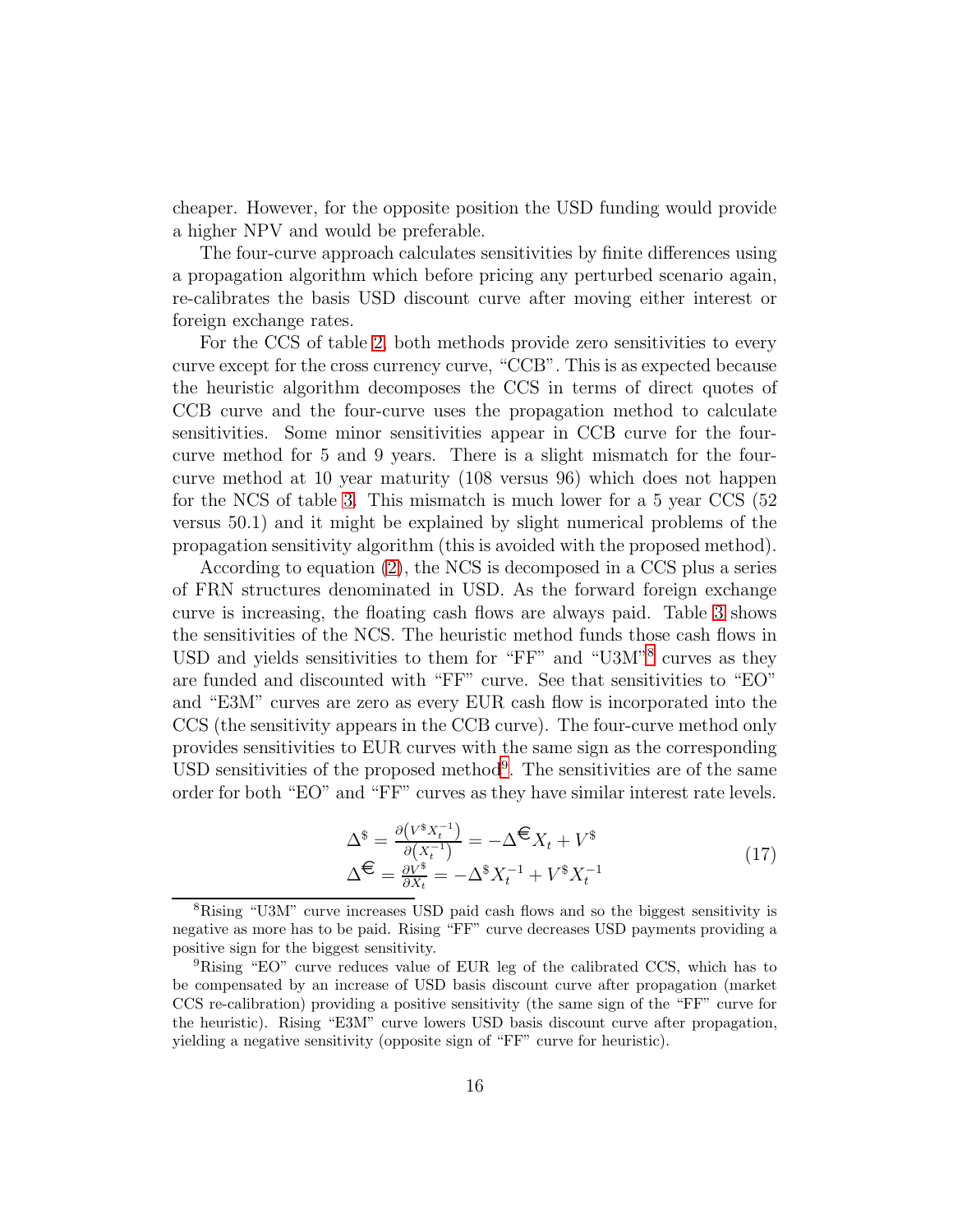cheaper. However, for the opposite position the USD funding would provide a higher NPV and would be preferable.

The four-curve approach calculates sensitivities by finite differences using a propagation algorithm which before pricing any perturbed scenario again, re-calibrates the basis USD discount curve after moving either interest or foreign exchange rates.

For the CCS of table 2, both methods provide zero sensitivities to every curve except for the cross currency curve, "CCB". This is as expected because the heuristic algorithm decomposes the CCS in terms of direct quotes of CCB curve and the four-curve uses the propagation method to calculate sensitivities. Some minor sensitivities appear in CCB curve for the four-curve method for 5 and 9 years. There is a slight mismatch for the four-curve method at 10 year maturity (108 versus 96) which does not happen for the NCS of table 3. This mismatch is much lower for a 5 year CCS (52 versus 50.1) and it might be explained by slight numerical problems of the propagation sensitivity algorithm (this is avoided with the proposed method).

According to equation (2), the NCS is decomposed in a CCS plus a series of FRN structures denominated in USD. As the forward foreign exchange curve is increasing, the floating cash flows are always paid. Table 3 shows the sensitivities of the NCS. The heuristic method funds those cash flows in USD and yields sensitivities to them for "FF" and "U3M"[8] curves as they are funded and discounted with "FF" curve. See that sensitivities to "EO" and "E3M" curves are zero as every EUR cash flow is incorporated into the CCS (the sensitivity appears in the CCB curve). The four-curve method only provides sensitivities to EUR curves with the same sign as the corresponding USD sensitivities of the proposed method[9]. The sensitivities are of the same order for both "EO" and "FF" curves as they have similar interest rate levels.

$$
\begin{aligned}
\Delta^{\$} &= \frac{\partial\left(V^{\$}X_t^{-1}\right)}{\partial\left(X_t^{-1}\right)} = -\Delta^{€}X_t + V^{\$} \\
\Delta^{€} &= \frac{\partial V^{\$}}{\partial X_t} = -\Delta^{\$}X_t^{-1} + V^{\$}X_t^{-1}
\end{aligned}
\tag{17}
$$

[8] Rising "U3M" curve increases USD paid cash flows and so the biggest sensitivity is negative as more has to be paid. Rising "FF" curve decreases USD payments providing a positive sign for the biggest sensitivity.

[9] Rising "EO" curve reduces value of EUR leg of the calibrated CCS, which has to be compensated by an increase of USD basis discount curve after propagation (market CCS re-calibration) providing a positive sensitivity (the same sign of the "FF" curve for the heuristic). Rising "E3M" curve lowers USD basis discount curve after propagation, yielding a negative sensitivity (opposite sign of "FF" curve for heuristic).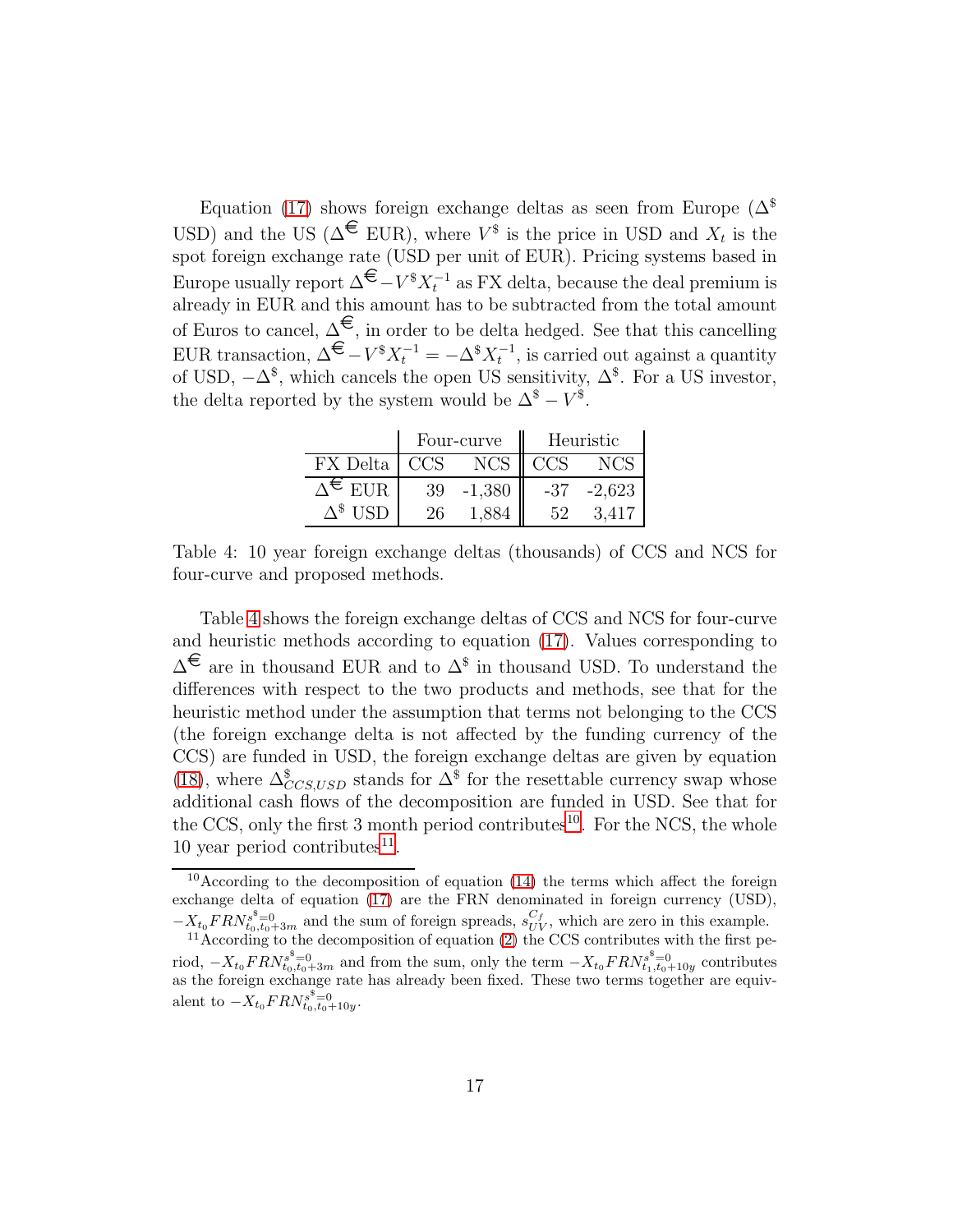Equation (17) shows foreign exchange deltas as seen from Europe ($\Delta^{\$}$ USD) and the US ($\Delta^{€}$ EUR), where $V^{\$}$ is the price in USD and $X_t$ is the spot foreign exchange rate (USD per unit of EUR). Pricing systems based in Europe usually report $\Delta^{€} - V^{\$} X_t^{-1}$ as FX delta, because the deal premium is already in EUR and this amount has to be subtracted from the total amount of Euros to cancel, $\Delta^{€}$, in order to be delta hedged. See that this cancelling EUR transaction, $\Delta^{€} - V^{\$} X_t^{-1} = -\Delta^{\$} X_t^{-1}$, is carried out against a quantity of USD, $-\Delta^{\$}$, which cancels the open US sensitivity, $\Delta^{\$}$. For a US investor, the delta reported by the system would be $\Delta^{\$} - V^{\$}$.

| | Four-curve | | Heuristic | |
|---|---|---|---|---|
| FX Delta | CCS | NCS | CCS | NCS |
| $\Delta^{€}$ EUR | 39 | -1,380 | -37 | -2,623 |
| $\Delta^{\$}$ USD | 26 | 1,884 | 52 | 3,417 |

Table 4: 10 year foreign exchange deltas (thousands) of CCS and NCS for four-curve and proposed methods.

Table 4 shows the foreign exchange deltas of CCS and NCS for four-curve and heuristic methods according to equation (17). Values corresponding to $\Delta^{€}$ are in thousand EUR and to $\Delta^{\$}$ in thousand USD. To understand the differences with respect to the two products and methods, see that for the heuristic method under the assumption that terms not belonging to the CCS (the foreign exchange delta is not affected by the funding currency of the CCS) are funded in USD, the foreign exchange deltas are given by equation (18), where $\Delta^{\$}_{CCS,USD}$ stands for $\Delta^{\$}$ for the resettable currency swap whose additional cash flows of the decomposition are funded in USD. See that for the CCS, only the first 3 month period contributes[10]. For the NCS, the whole 10 year period contributes[11].

[10] According to the decomposition of equation (14) the terms which affect the foreign exchange delta of equation (17) are the FRN denominated in foreign currency (USD), $-X_{t_0} FRN^{s^{\$}=0}_{t_0,t_0+3m}$ and the sum of foreign spreads, $s^{C_f}_{UV}$, which are zero in this example.

[11] According to the decomposition of equation (2) the CCS contributes with the first period, $-X_{t_0} FRN^{s^{\$}=0}_{t_0,t_0+3m}$ and from the sum, only the term $-X_{t_0} FRN^{s^{\$}=0}_{t_1,t_0+10y}$ contributes as the foreign exchange rate has already been fixed. These two terms together are equivalent to $-X_{t_0} FRN^{s^{\$}=0}_{t_0,t_0+10y}$.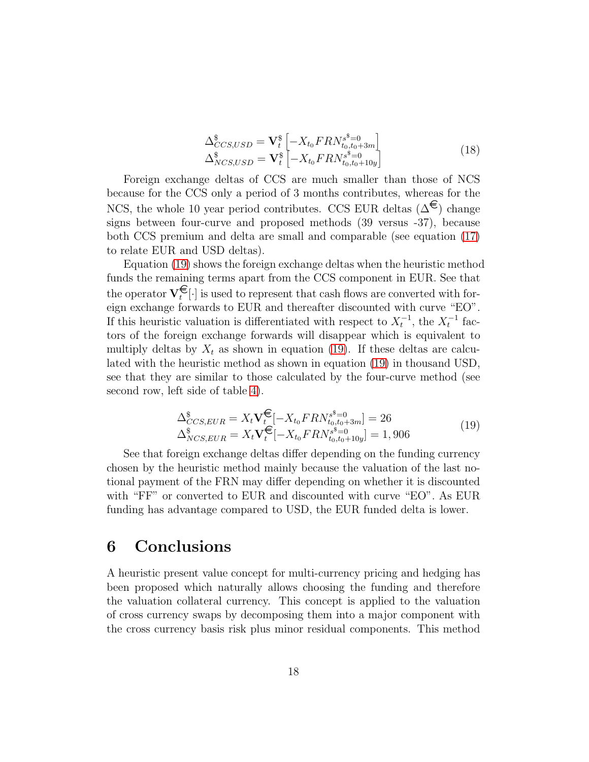$$
\begin{aligned}
\Delta^{\$}_{CCS,USD} &= \mathbf{V}^{\$}_t \left[ -X_{t_0} FRN^{s^{\$}=0}_{t_0,t_0+3m} \right] \\
\Delta^{\$}_{NCS,USD} &= \mathbf{V}^{\$}_t \left[ -X_{t_0} FRN^{s^{\$}=0}_{t_0,t_0+10y} \right]
\end{aligned} \tag{18}
$$

Foreign exchange deltas of CCS are much smaller than those of NCS because for the CCS only a period of 3 months contributes, whereas for the NCS, the whole 10 year period contributes. CCS EUR deltas ($\Delta^{€}$) change signs between four-curve and proposed methods (39 versus -37), because both CCS premium and delta are small and comparable (see equation (17) to relate EUR and USD deltas).

Equation (19) shows the foreign exchange deltas when the heuristic method funds the remaining terms apart from the CCS component in EUR. See that the operator $\mathbf{V}^{€}_t[\cdot]$ is used to represent that cash flows are converted with foreign exchange forwards to EUR and thereafter discounted with curve "EO". If this heuristic valuation is differentiated with respect to $X_t^{-1}$, the $X_t^{-1}$ factors of the foreign exchange forwards will disappear which is equivalent to multiply deltas by $X_t$ as shown in equation (19). If these deltas are calculated with the heuristic method as shown in equation (19) in thousand USD, see that they are similar to those calculated by the four-curve method (see second row, left side of table 4).

$$
\begin{aligned}
\Delta^{\$}_{CCS,EUR} &= X_t \mathbf{V}^{€}_t [-X_{t_0} FRN^{s^{\$}=0}_{t_0,t_0+3m}] = 26 \\
\Delta^{\$}_{NCS,EUR} &= X_t \mathbf{V}^{€}_t [-X_{t_0} FRN^{s^{\$}=0}_{t_0,t_0+10y}] = 1,906
\end{aligned} \tag{19}
$$

See that foreign exchange deltas differ depending on the funding currency chosen by the heuristic method mainly because the valuation of the last notional payment of the FRN may differ depending on whether it is discounted with "FF" or converted to EUR and discounted with curve "EO". As EUR funding has advantage compared to USD, the EUR funded delta is lower.

# 6 Conclusions

A heuristic present value concept for multi-currency pricing and hedging has been proposed which naturally allows choosing the funding and therefore the valuation collateral currency. This concept is applied to the valuation of cross currency swaps by decomposing them into a major component with the cross currency basis risk plus minor residual components. This method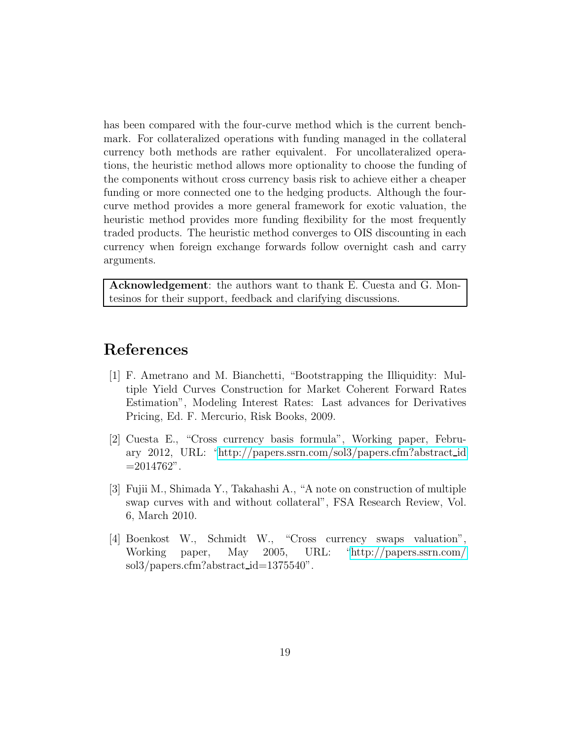has been compared with the four-curve method which is the current benchmark. For collateralized operations with funding managed in the collateral currency both methods are rather equivalent. For uncollateralized operations, the heuristic method allows more optionality to choose the funding of the components without cross currency basis risk to achieve either a cheaper funding or more connected one to the hedging products. Although the four-curve method provides a more general framework for exotic valuation, the heuristic method provides more funding flexibility for the most frequently traded products. The heuristic method converges to OIS discounting in each currency when foreign exchange forwards follow overnight cash and carry arguments.

**Acknowledgement**: the authors want to thank E. Cuesta and G. Montesinos for their support, feedback and clarifying discussions.

# References

[1] F. Ametrano and M. Bianchetti, "Bootstrapping the Illiquidity: Multiple Yield Curves Construction for Market Coherent Forward Rates Estimation", Modeling Interest Rates: Last advances for Derivatives Pricing, Ed. F. Mercurio, Risk Books, 2009.

[2] Cuesta E., "Cross currency basis formula", Working paper, February 2012, URL: "http://papers.ssrn.com/sol3/papers.cfm?abstract_id=2014762".

[3] Fujii M., Shimada Y., Takahashi A., "A note on construction of multiple swap curves with and without collateral", FSA Research Review, Vol. 6, March 2010.

[4] Boenkost W., Schmidt W., "Cross currency swaps valuation", Working paper, May 2005, URL: "http://papers.ssrn.com/sol3/papers.cfm?abstract_id=1375540".